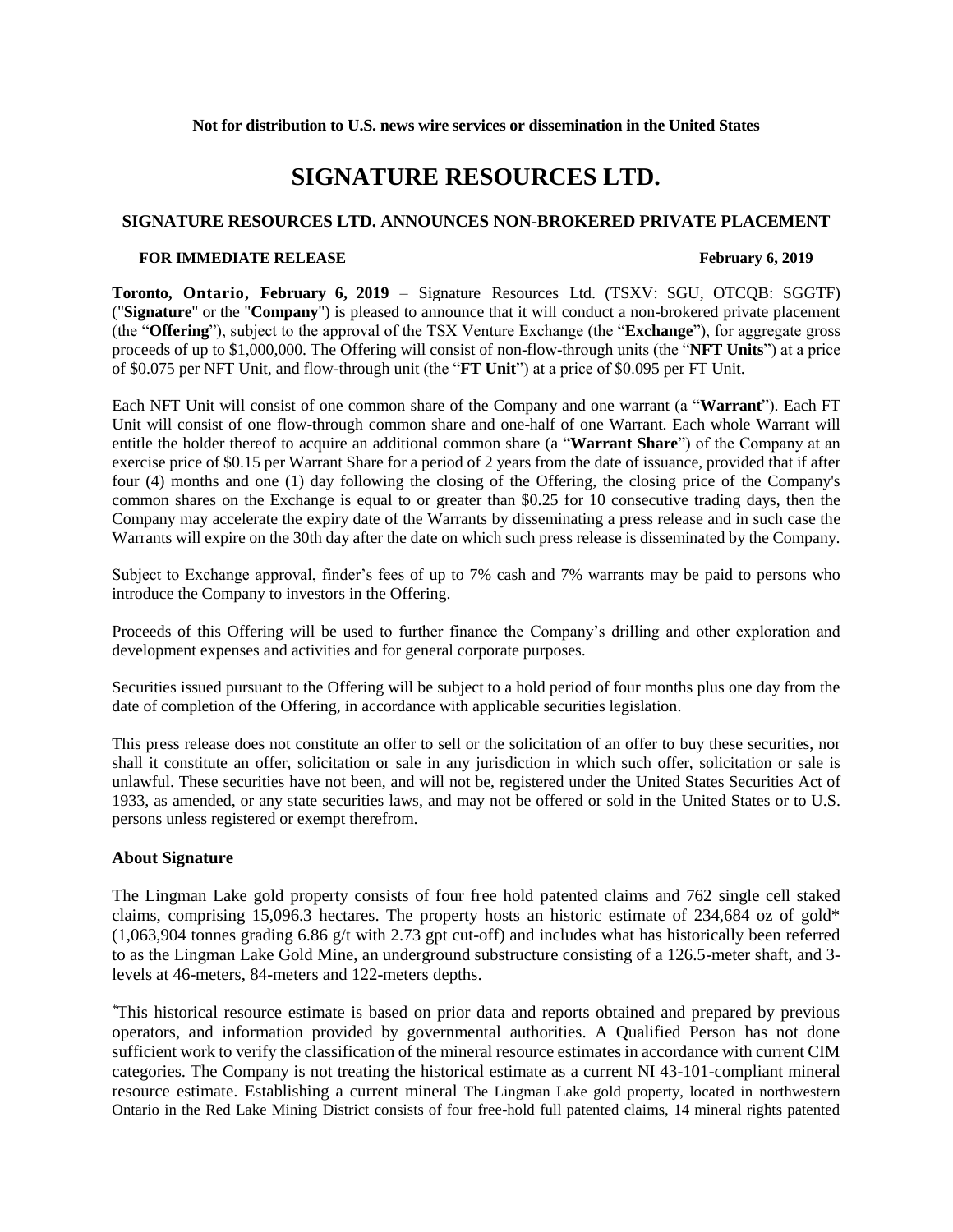**Not for distribution to U.S. news wire services or dissemination in the United States**

# SIGNATURE RESOURCES LTD.

## SIGNATURE RESOURCES LTD. ANNOUNCES NON-BROKERED PRIVATE PLACEMENT

**FOR IMMEDIATE RELEASE** **February 6, 2019**

**Toronto, Ontario, February 6, 2019** – Signature Resources Ltd. (TSXV: SGU, OTCQB: SGGTF) ("**Signature**" or the "**Company**") is pleased to announce that it will conduct a non-brokered private placement (the "**Offering**"), subject to the approval of the TSX Venture Exchange (the "**Exchange**"), for aggregate gross proceeds of up to $1,000,000. The Offering will consist of non-flow-through units (the "**NFT Units**") at a price of $0.075 per NFT Unit, and flow-through unit (the "**FT Unit**") at a price of $0.095 per FT Unit.

Each NFT Unit will consist of one common share of the Company and one warrant (a "**Warrant**"). Each FT Unit will consist of one flow-through common share and one-half of one Warrant. Each whole Warrant will entitle the holder thereof to acquire an additional common share (a "**Warrant Share**") of the Company at an exercise price of $0.15 per Warrant Share for a period of 2 years from the date of issuance, provided that if after four (4) months and one (1) day following the closing of the Offering, the closing price of the Company's common shares on the Exchange is equal to or greater than $0.25 for 10 consecutive trading days, then the Company may accelerate the expiry date of the Warrants by disseminating a press release and in such case the Warrants will expire on the 30th day after the date on which such press release is disseminated by the Company.

Subject to Exchange approval, finder's fees of up to 7% cash and 7% warrants may be paid to persons who introduce the Company to investors in the Offering.

Proceeds of this Offering will be used to further finance the Company's drilling and other exploration and development expenses and activities and for general corporate purposes.

Securities issued pursuant to the Offering will be subject to a hold period of four months plus one day from the date of completion of the Offering, in accordance with applicable securities legislation.

This press release does not constitute an offer to sell or the solicitation of an offer to buy these securities, nor shall it constitute an offer, solicitation or sale in any jurisdiction in which such offer, solicitation or sale is unlawful. These securities have not been, and will not be, registered under the United States Securities Act of 1933, as amended, or any state securities laws, and may not be offered or sold in the United States or to U.S. persons unless registered or exempt therefrom.

### About Signature

The Lingman Lake gold property consists of four free hold patented claims and 762 single cell staked claims, comprising 15,096.3 hectares. The property hosts an historic estimate of 234,684 oz of gold* (1,063,904 tonnes grading 6.86 g/t with 2.73 gpt cut-off) and includes what has historically been referred to as the Lingman Lake Gold Mine, an underground substructure consisting of a 126.5-meter shaft, and 3-levels at 46-meters, 84-meters and 122-meters depths.

*This historical resource estimate is based on prior data and reports obtained and prepared by previous operators, and information provided by governmental authorities. A Qualified Person has not done sufficient work to verify the classification of the mineral resource estimates in accordance with current CIM categories. The Company is not treating the historical estimate as a current NI 43-101-compliant mineral resource estimate. Establishing a current mineral The Lingman Lake gold property, located in northwestern Ontario in the Red Lake Mining District consists of four free-hold full patented claims, 14 mineral rights patented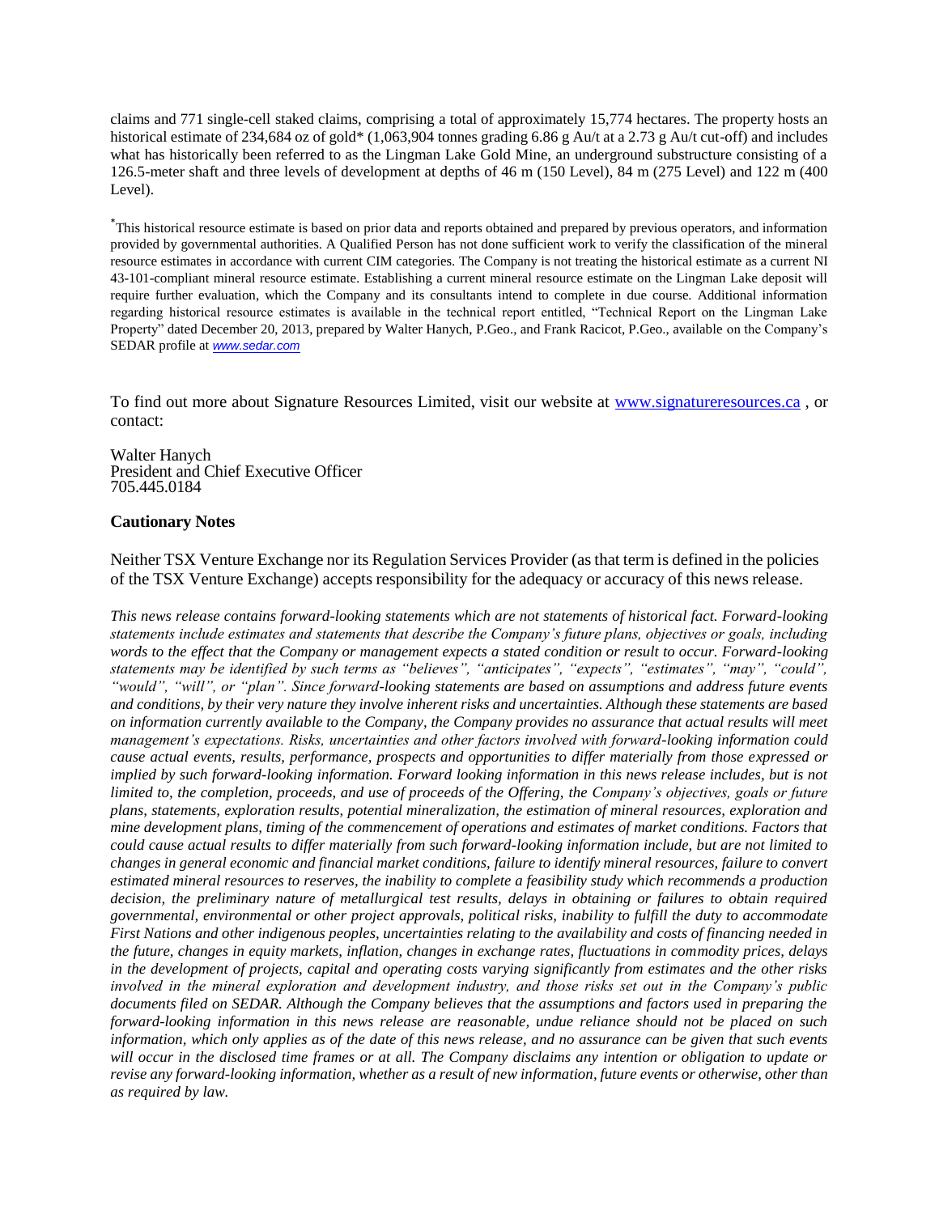claims and 771 single-cell staked claims, comprising a total of approximately 15,774 hectares. The property hosts an historical estimate of 234,684 oz of gold* (1,063,904 tonnes grading 6.86 g Au/t at a 2.73 g Au/t cut-off) and includes what has historically been referred to as the Lingman Lake Gold Mine, an underground substructure consisting of a 126.5-meter shaft and three levels of development at depths of 46 m (150 Level), 84 m (275 Level) and 122 m (400 Level).

*This historical resource estimate is based on prior data and reports obtained and prepared by previous operators, and information provided by governmental authorities. A Qualified Person has not done sufficient work to verify the classification of the mineral resource estimates in accordance with current CIM categories. The Company is not treating the historical estimate as a current NI 43-101-compliant mineral resource estimate. Establishing a current mineral resource estimate on the Lingman Lake deposit will require further evaluation, which the Company and its consultants intend to complete in due course. Additional information regarding historical resource estimates is available in the technical report entitled, "Technical Report on the Lingman Lake Property" dated December 20, 2013, prepared by Walter Hanych, P.Geo., and Frank Racicot, P.Geo., available on the Company's SEDAR profile at www.sedar.com

To find out more about Signature Resources Limited, visit our website at www.signatureresources.ca , or contact:

Walter Hanych
President and Chief Executive Officer
705.445.0184

**Cautionary Notes**

Neither TSX Venture Exchange nor its Regulation Services Provider (as that term is defined in the policies of the TSX Venture Exchange) accepts responsibility for the adequacy or accuracy of this news release.

*This news release contains forward-looking statements which are not statements of historical fact. Forward-looking statements include estimates and statements that describe the Company's future plans, objectives or goals, including words to the effect that the Company or management expects a stated condition or result to occur. Forward-looking statements may be identified by such terms as "believes", "anticipates", "expects", "estimates", "may", "could", "would", "will", or "plan". Since forward-looking statements are based on assumptions and address future events and conditions, by their very nature they involve inherent risks and uncertainties. Although these statements are based on information currently available to the Company, the Company provides no assurance that actual results will meet management's expectations. Risks, uncertainties and other factors involved with forward-looking information could cause actual events, results, performance, prospects and opportunities to differ materially from those expressed or implied by such forward-looking information. Forward looking information in this news release includes, but is not limited to, the completion, proceeds, and use of proceeds of the Offering, the Company's objectives, goals or future plans, statements, exploration results, potential mineralization, the estimation of mineral resources, exploration and mine development plans, timing of the commencement of operations and estimates of market conditions. Factors that could cause actual results to differ materially from such forward-looking information include, but are not limited to changes in general economic and financial market conditions, failure to identify mineral resources, failure to convert estimated mineral resources to reserves, the inability to complete a feasibility study which recommends a production decision, the preliminary nature of metallurgical test results, delays in obtaining or failures to obtain required governmental, environmental or other project approvals, political risks, inability to fulfill the duty to accommodate First Nations and other indigenous peoples, uncertainties relating to the availability and costs of financing needed in the future, changes in equity markets, inflation, changes in exchange rates, fluctuations in commodity prices, delays in the development of projects, capital and operating costs varying significantly from estimates and the other risks involved in the mineral exploration and development industry, and those risks set out in the Company's public documents filed on SEDAR. Although the Company believes that the assumptions and factors used in preparing the forward-looking information in this news release are reasonable, undue reliance should not be placed on such information, which only applies as of the date of this news release, and no assurance can be given that such events will occur in the disclosed time frames or at all. The Company disclaims any intention or obligation to update or revise any forward-looking information, whether as a result of new information, future events or otherwise, other than as required by law.*